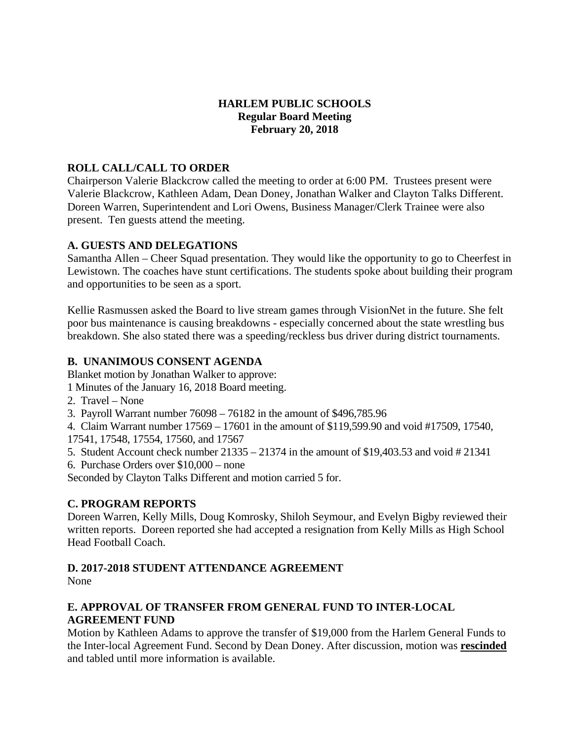# HARLEM PUBLIC SCHOOLS
## Regular Board Meeting
## February 20, 2018

### ROLL CALL/CALL TO ORDER

Chairperson Valerie Blackcrow called the meeting to order at 6:00 PM. Trustees present were Valerie Blackcrow, Kathleen Adam, Dean Doney, Jonathan Walker and Clayton Talks Different. Doreen Warren, Superintendent and Lori Owens, Business Manager/Clerk Trainee were also present. Ten guests attend the meeting.

### A. GUESTS AND DELEGATIONS

Samantha Allen – Cheer Squad presentation. They would like the opportunity to go to Cheerfest in Lewistown. The coaches have stunt certifications. The students spoke about building their program and opportunities to be seen as a sport.

Kellie Rasmussen asked the Board to live stream games through VisionNet in the future. She felt poor bus maintenance is causing breakdowns - especially concerned about the state wrestling bus breakdown. She also stated there was a speeding/reckless bus driver during district tournaments.

### B. UNANIMOUS CONSENT AGENDA

Blanket motion by Jonathan Walker to approve:

1 Minutes of the January 16, 2018 Board meeting.
2. Travel – None
3. Payroll Warrant number 76098 – 76182 in the amount of $496,785.96
4. Claim Warrant number 17569 – 17601 in the amount of $119,599.90 and void #17509, 17540, 17541, 17548, 17554, 17560, and 17567
5. Student Account check number 21335 – 21374 in the amount of $19,403.53 and void # 21341
6. Purchase Orders over $10,000 – none

Seconded by Clayton Talks Different and motion carried 5 for.

### C. PROGRAM REPORTS

Doreen Warren, Kelly Mills, Doug Komrosky, Shiloh Seymour, and Evelyn Bigby reviewed their written reports. Doreen reported she had accepted a resignation from Kelly Mills as High School Head Football Coach.

### D. 2017-2018 STUDENT ATTENDANCE AGREEMENT

None

### E. APPROVAL OF TRANSFER FROM GENERAL FUND TO INTER-LOCAL AGREEMENT FUND

Motion by Kathleen Adams to approve the transfer of $19,000 from the Harlem General Funds to the Inter-local Agreement Fund. Second by Dean Doney. After discussion, motion was **rescinded** and tabled until more information is available.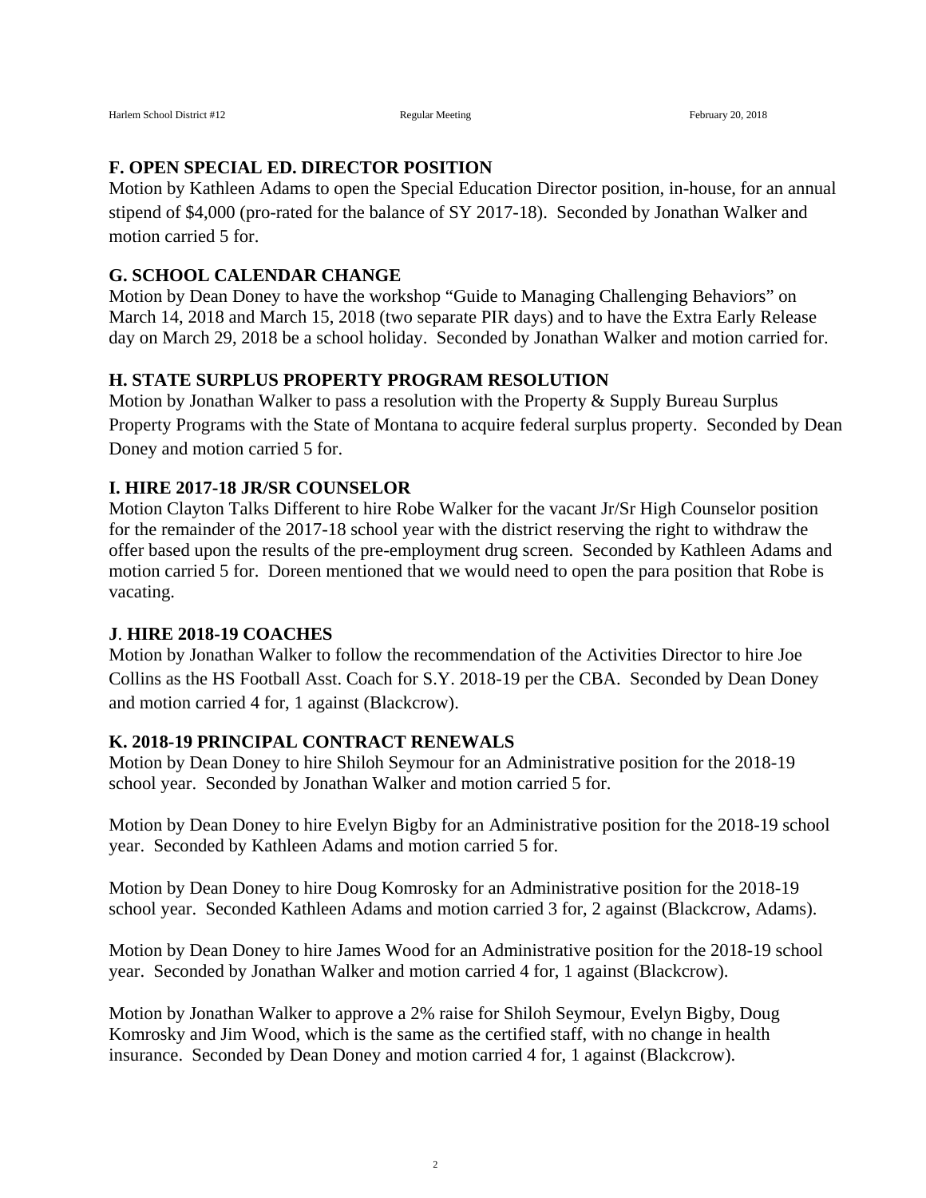### F. OPEN SPECIAL ED. DIRECTOR POSITION

Motion by Kathleen Adams to open the Special Education Director position, in-house, for an annual stipend of $4,000 (pro-rated for the balance of SY 2017-18). Seconded by Jonathan Walker and motion carried 5 for.

### G. SCHOOL CALENDAR CHANGE

Motion by Dean Doney to have the workshop "Guide to Managing Challenging Behaviors" on March 14, 2018 and March 15, 2018 (two separate PIR days) and to have the Extra Early Release day on March 29, 2018 be a school holiday. Seconded by Jonathan Walker and motion carried for.

### H. STATE SURPLUS PROPERTY PROGRAM RESOLUTION

Motion by Jonathan Walker to pass a resolution with the Property & Supply Bureau Surplus Property Programs with the State of Montana to acquire federal surplus property. Seconded by Dean Doney and motion carried 5 for.

### I. HIRE 2017-18 JR/SR COUNSELOR

Motion Clayton Talks Different to hire Robe Walker for the vacant Jr/Sr High Counselor position for the remainder of the 2017-18 school year with the district reserving the right to withdraw the offer based upon the results of the pre-employment drug screen. Seconded by Kathleen Adams and motion carried 5 for. Doreen mentioned that we would need to open the para position that Robe is vacating.

### J. HIRE 2018-19 COACHES

Motion by Jonathan Walker to follow the recommendation of the Activities Director to hire Joe Collins as the HS Football Asst. Coach for S.Y. 2018-19 per the CBA. Seconded by Dean Doney and motion carried 4 for, 1 against (Blackcrow).

### K. 2018-19 PRINCIPAL CONTRACT RENEWALS

Motion by Dean Doney to hire Shiloh Seymour for an Administrative position for the 2018-19 school year. Seconded by Jonathan Walker and motion carried 5 for.

Motion by Dean Doney to hire Evelyn Bigby for an Administrative position for the 2018-19 school year. Seconded by Kathleen Adams and motion carried 5 for.

Motion by Dean Doney to hire Doug Komrosky for an Administrative position for the 2018-19 school year. Seconded Kathleen Adams and motion carried 3 for, 2 against (Blackcrow, Adams).

Motion by Dean Doney to hire James Wood for an Administrative position for the 2018-19 school year. Seconded by Jonathan Walker and motion carried 4 for, 1 against (Blackcrow).

Motion by Jonathan Walker to approve a 2% raise for Shiloh Seymour, Evelyn Bigby, Doug Komrosky and Jim Wood, which is the same as the certified staff, with no change in health insurance. Seconded by Dean Doney and motion carried 4 for, 1 against (Blackcrow).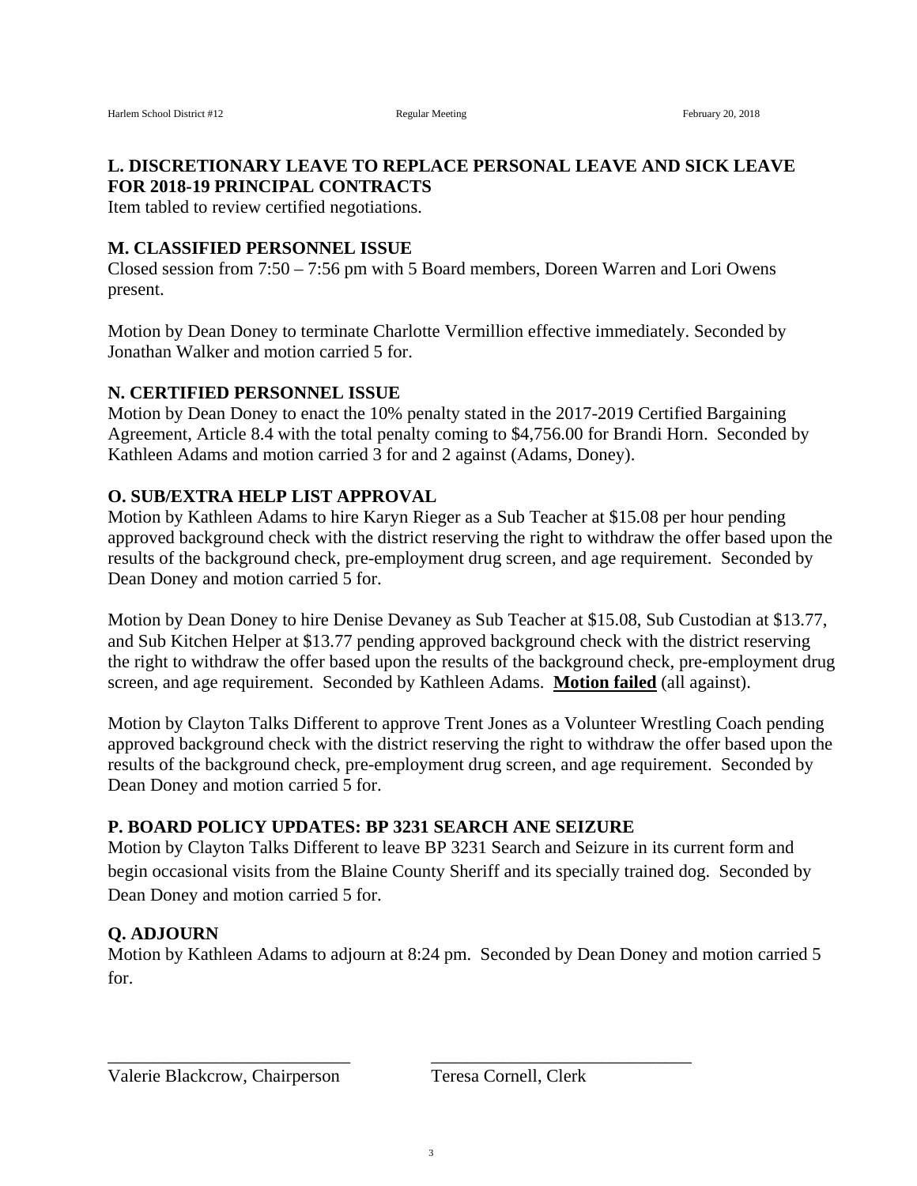## L. DISCRETIONARY LEAVE TO REPLACE PERSONAL LEAVE AND SICK LEAVE FOR 2018-19 PRINCIPAL CONTRACTS

Item tabled to review certified negotiations.

## M. CLASSIFIED PERSONNEL ISSUE

Closed session from 7:50 – 7:56 pm with 5 Board members, Doreen Warren and Lori Owens present.

Motion by Dean Doney to terminate Charlotte Vermillion effective immediately. Seconded by Jonathan Walker and motion carried 5 for.

## N. CERTIFIED PERSONNEL ISSUE

Motion by Dean Doney to enact the 10% penalty stated in the 2017-2019 Certified Bargaining Agreement, Article 8.4 with the total penalty coming to $4,756.00 for Brandi Horn. Seconded by Kathleen Adams and motion carried 3 for and 2 against (Adams, Doney).

## O. SUB/EXTRA HELP LIST APPROVAL

Motion by Kathleen Adams to hire Karyn Rieger as a Sub Teacher at $15.08 per hour pending approved background check with the district reserving the right to withdraw the offer based upon the results of the background check, pre-employment drug screen, and age requirement. Seconded by Dean Doney and motion carried 5 for.

Motion by Dean Doney to hire Denise Devaney as Sub Teacher at $15.08, Sub Custodian at $13.77, and Sub Kitchen Helper at $13.77 pending approved background check with the district reserving the right to withdraw the offer based upon the results of the background check, pre-employment drug screen, and age requirement. Seconded by Kathleen Adams. **<u>Motion failed</u>** (all against).

Motion by Clayton Talks Different to approve Trent Jones as a Volunteer Wrestling Coach pending approved background check with the district reserving the right to withdraw the offer based upon the results of the background check, pre-employment drug screen, and age requirement. Seconded by Dean Doney and motion carried 5 for.

## P. BOARD POLICY UPDATES: BP 3231 SEARCH ANE SEIZURE

Motion by Clayton Talks Different to leave BP 3231 Search and Seizure in its current form and begin occasional visits from the Blaine County Sheriff and its specially trained dog. Seconded by Dean Doney and motion carried 5 for.

## Q. ADJOURN

Motion by Kathleen Adams to adjourn at 8:24 pm. Seconded by Dean Doney and motion carried 5 for.

\_\_\_\_\_\_\_\_\_\_\_\_\_\_\_\_\_\_\_\_\_\_\_\_\_\_\_\_ \_\_\_\_\_\_\_\_\_\_\_\_\_\_\_\_\_\_\_\_\_\_\_\_\_\_\_\_\_\_

Valerie Blackcrow, Chairperson Teresa Cornell, Clerk